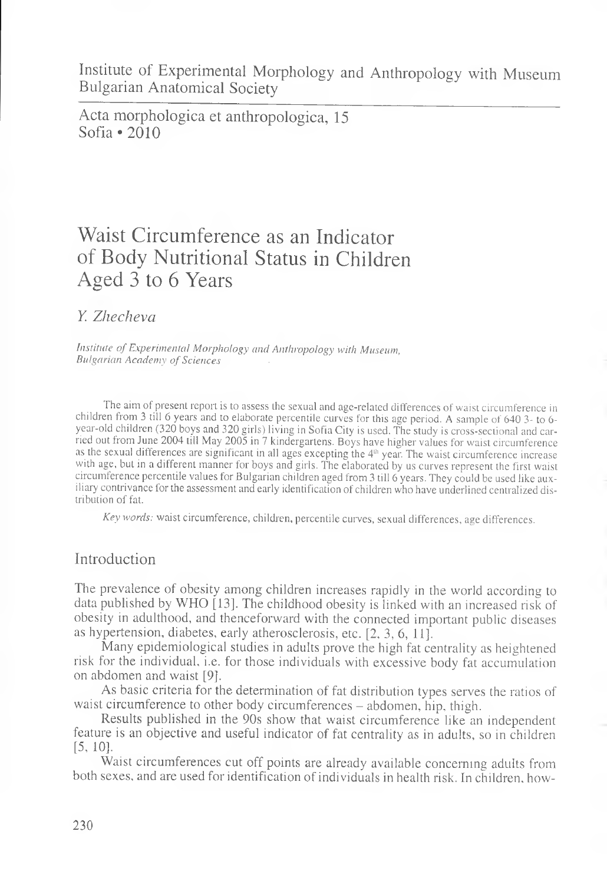Institute of Experimental Morphology and Anthropology with Museum
Bulgarian Anatomical Society

Acta morphologica et anthropologica, 15
Sofia • 2010

# Waist Circumference as an Indicator of Body Nutritional Status in Children Aged 3 to 6 Years

*Y. Zhecheva*

*Institute of Experimental Morphology and Anthropology with Museum, Bulgarian Academy of Sciences*

The aim of present report is to assess the sexual and age-related differences of waist circumference in children from 3 till 6 years and to elaborate percentile curves for this age period. A sample of 640 3- to 6-year-old children (320 boys and 320 girls) living in Sofia City is used. The study is cross-sectional and carried out from June 2004 till May 2005 in 7 kindergartens. Boys have higher values for waist circumference as the sexual differences are significant in all ages excepting the 4[th] year. The waist circumference increase with age, but in a different manner for boys and girls. The elaborated by us curves represent the first waist circumference percentile values for Bulgarian children aged from 3 till 6 years. They could be used like auxiliary contrivance for the assessment and early identification of children who have underlined centralized distribution of fat.

*Key words:* waist circumference, children, percentile curves, sexual differences, age differences.

## Introduction

The prevalence of obesity among children increases rapidly in the world according to data published by WHO [13]. The childhood obesity is linked with an increased risk of obesity in adulthood, and thenceforward with the connected important public diseases as hypertension, diabetes, early atherosclerosis, etc. [2, 3, 6, 11].

Many epidemiological studies in adults prove the high fat centrality as heightened risk for the individual, i.e. for those individuals with excessive body fat accumulation on abdomen and waist [9].

As basic criteria for the determination of fat distribution types serves the ratios of waist circumference to other body circumferences – abdomen, hip, thigh.

Results published in the 90s show that waist circumference like an independent feature is an objective and useful indicator of fat centrality as in adults, so in children [5, 10].

Waist circumferences cut off points are already available concerning adults from both sexes, and are used for identification of individuals in health risk. In children, how-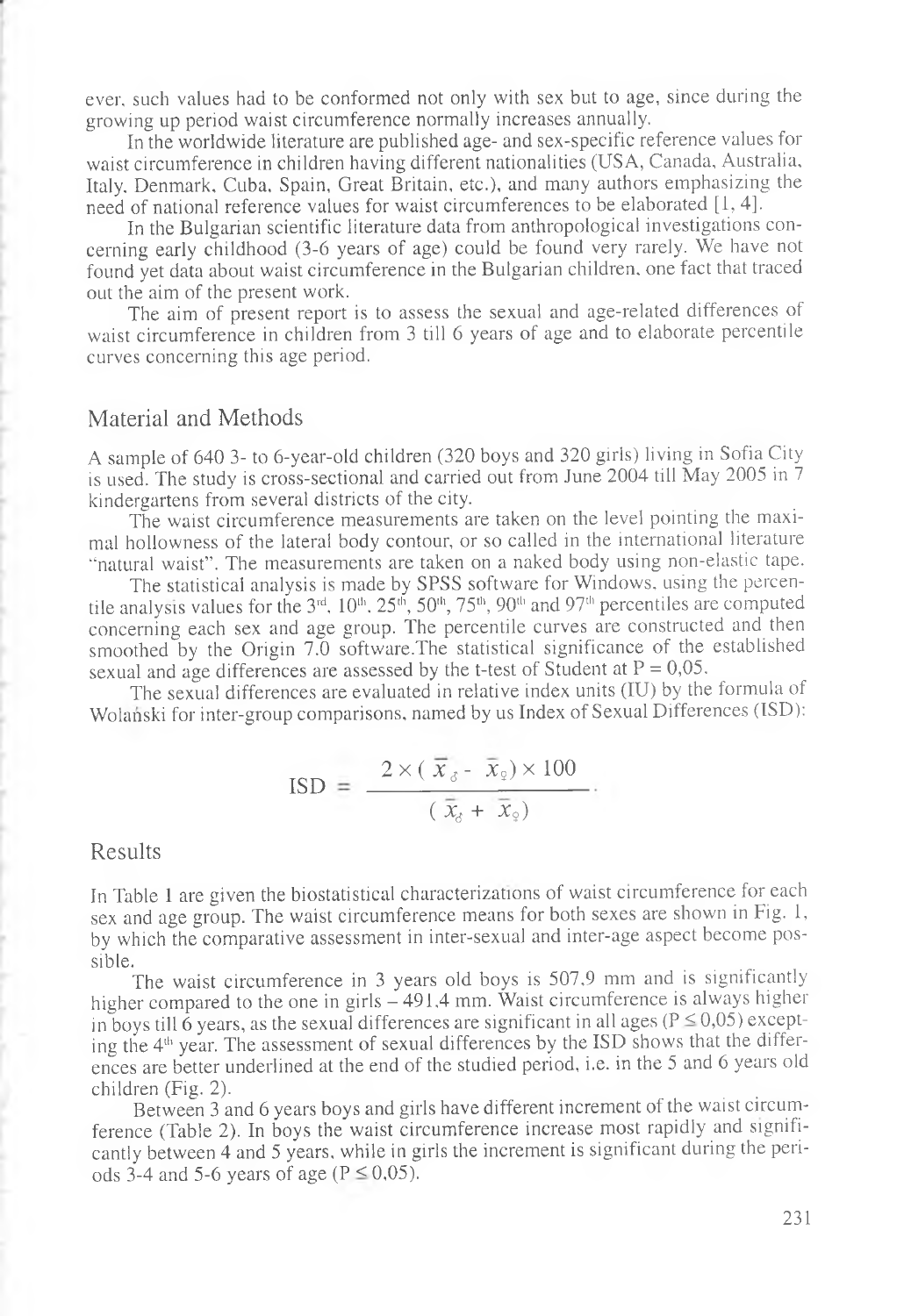ever, such values had to be conformed not only with sex but to age, since during the growing up period waist circumference normally increases annually.

In the worldwide literature are published age- and sex-specific reference values for waist circumference in children having different nationalities (USA, Canada, Australia, Italy, Denmark, Cuba, Spain, Great Britain, etc.), and many authors emphasizing the need of national reference values for waist circumferences to be elaborated [1, 4].

In the Bulgarian scientific literature data from anthropological investigations concerning early childhood (3-6 years of age) could be found very rarely. We have not found yet data about waist circumference in the Bulgarian children, one fact that traced out the aim of the present work.

The aim of present report is to assess the sexual and age-related differences of waist circumference in children from 3 till 6 years of age and to elaborate percentile curves concerning this age period.

## Material and Methods

A sample of 640 3- to 6-year-old children (320 boys and 320 girls) living in Sofia City is used. The study is cross-sectional and carried out from June 2004 till May 2005 in 7 kindergartens from several districts of the city.

The waist circumference measurements are taken on the level pointing the maximal hollowness of the lateral body contour, or so called in the international literature "natural waist". The measurements are taken on a naked body using non-elastic tape.

The statistical analysis is made by SPSS software for Windows, using the percentile analysis values for the 3rd, 10th, 25th, 50th, 75th, 90th and 97th percentiles are computed concerning each sex and age group. The percentile curves are constructed and then smoothed by the Origin 7.0 software.The statistical significance of the established sexual and age differences are assessed by the t-test of Student at $P = 0{,}05$.

The sexual differences are evaluated in relative index units (IU) by the formula of Wolański for inter-group comparisons, named by us Index of Sexual Differences (ISD):

$$\text{ISD} = \frac{2 \times (\bar{x}_{♂} - \bar{x}_{♀}) \times 100}{(\bar{x}_{♂} + \bar{x}_{♀})}.$$

## Results

In Table 1 are given the biostatistical characterizations of waist circumference for each sex and age group. The waist circumference means for both sexes are shown in Fig. 1, by which the comparative assessment in inter-sexual and inter-age aspect become possible.

The waist circumference in 3 years old boys is 507,9 mm and is significantly higher compared to the one in girls – 491,4 mm. Waist circumference is always higher in boys till 6 years, as the sexual differences are significant in all ages ($P \leq 0{,}05$) excepting the 4th year. The assessment of sexual differences by the ISD shows that the differences are better underlined at the end of the studied period, i.e. in the 5 and 6 years old children (Fig. 2).

Between 3 and 6 years boys and girls have different increment of the waist circumference (Table 2). In boys the waist circumference increase most rapidly and significantly between 4 and 5 years, while in girls the increment is significant during the periods 3-4 and 5-6 years of age ($P \leq 0{,}05$).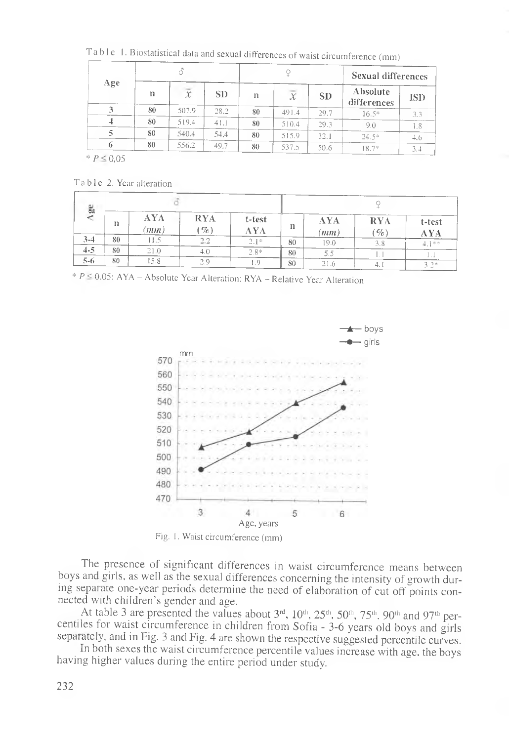Table 1. Biostatistical data and sexual differences of waist circumference (mm)

| Age | ♂ | | | ♀ | | | Sexual differences | |
|---|---|---|---|---|---|---|---|---|
| | n | $\bar{x}$ | SD | n | $\bar{x}$ | SD | Absolute differences | ISD |
| 3 | 80 | 507.9 | 28.2 | 80 | 491.4 | 29.7 | 16.5* | 3.3 |
| 4 | 80 | 519.4 | 41.1 | 80 | 510.4 | 29.3 | 9.0 | 1.8 |
| 5 | 80 | 540.4 | 54.4 | 80 | 515.9 | 32.1 | 24.5* | 4.6 |
| 6 | 80 | 556.2 | 49.7 | 80 | 537.5 | 50.6 | 18.7* | 3.4 |

* $P \leq 0,05$

Table 2. Year alteration

| Age | ♂ | | | | ♀ | | | |
|---|---|---|---|---|---|---|---|---|
| | n | AYA (mm) | RYA (%) | t-test AYA | n | AYA (mm) | RYA (%) | t-test AYA |
| 3-4 | 80 | 11.5 | 2.2 | 2.1* | 80 | 19.0 | 3.8 | 4.1** |
| 4-5 | 80 | 21.0 | 4.0 | 2.8* | 80 | 5.5 | 1.1 | 1.1 |
| 5-6 | 80 | 15.8 | 2.9 | 1.9 | 80 | 21.6 | 4.1 | 3.2* |

* $P \leq 0.05$; AYA – Absolute Year Alteration; RYA – Relative Year Alteration

boys
girls
mm
570
560
550
540
530
520
510
500
490
480
470
3
4
5
6
Age, years

Fig. 1. Waist circumference (mm)

The presence of significant differences in waist circumference means between boys and girls, as well as the sexual differences concerning the intensity of growth during separate one-year periods determine the need of elaboration of cut off points connected with children's gender and age.

At table 3 are presented the values about 3rd, 10th, 25th, 50th, 75th, 90th and 97th percentiles for waist circumference in children from Sofia - 3-6 years old boys and girls separately, and in Fig. 3 and Fig. 4 are shown the respective suggested percentile curves.

In both sexes the waist circumference percentile values increase with age, the boys having higher values during the entire period under study.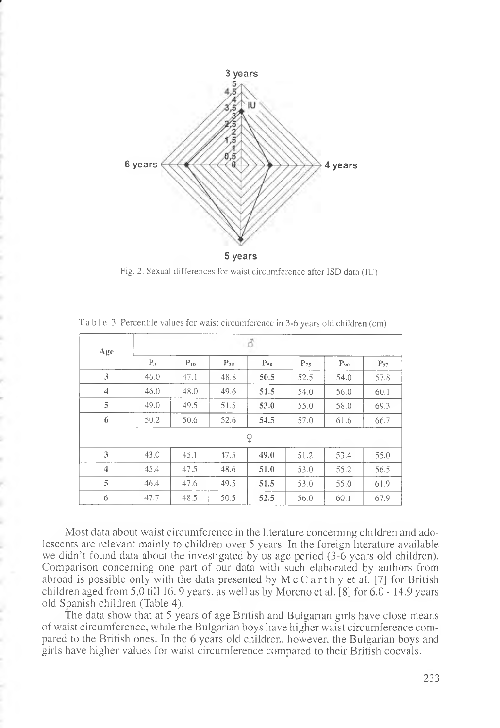3 years

5

4,5

4

3,5

3

2,5

2

1,5

1

0,5

0

IU

6 years

4 years

5 years

Fig. 2. Sexual differences for waist circumference after ISD data (IU)

Table 3. Percentile values for waist circumference in 3-6 years old children (cm)

| Age | ♂ | | | | | | |
|---|---|---|---|---|---|---|---|
| | $P_3$ | $P_{10}$ | $P_{25}$ | $P_{50}$ | $P_{75}$ | $P_{90}$ | $P_{97}$ |
| 3 | 46.0 | 47.1 | 48.8 | **50.5** | 52.5 | 54.0 | 57.8 |
| 4 | 46.0 | 48.0 | 49.6 | **51.5** | 54.0 | 56.0 | 60.1 |
| 5 | 49.0 | 49.5 | 51.5 | **53.0** | 55.0 | 58.0 | 69.3 |
| 6 | 50.2 | 50.6 | 52.6 | **54.5** | 57.0 | 61.6 | 66.7 |
| | ♀ | | | | | | |
| 3 | 43.0 | 45.1 | 47.5 | **49.0** | 51.2 | 53.4 | 55.0 |
| 4 | 45.4 | 47.5 | 48.6 | **51.0** | 53.0 | 55.2 | 56.5 |
| 5 | 46.4 | 47.6 | 49.5 | **51.5** | 53.0 | 55.0 | 61.9 |
| 6 | 47.7 | 48.5 | 50.5 | **52.5** | 56.0 | 60.1 | 67.9 |

Most data about waist circumference in the literature concerning children and adolescents are relevant mainly to children over 5 years. In the foreign literature available we didn't found data about the investigated by us age period (3-6 years old children). Comparison concerning one part of our data with such elaborated by authors from abroad is possible only with the data presented by McCarthy et al. [7] for British children aged from 5,0 till 16. 9 years, as well as by Moreno et al. [8] for 6.0 - 14.9 years old Spanish children (Table 4).

The data show that at 5 years of age British and Bulgarian girls have close means of waist circumference, while the Bulgarian boys have higher waist circumference compared to the British ones. In the 6 years old children, however, the Bulgarian boys and girls have higher values for waist circumference compared to their British coevals.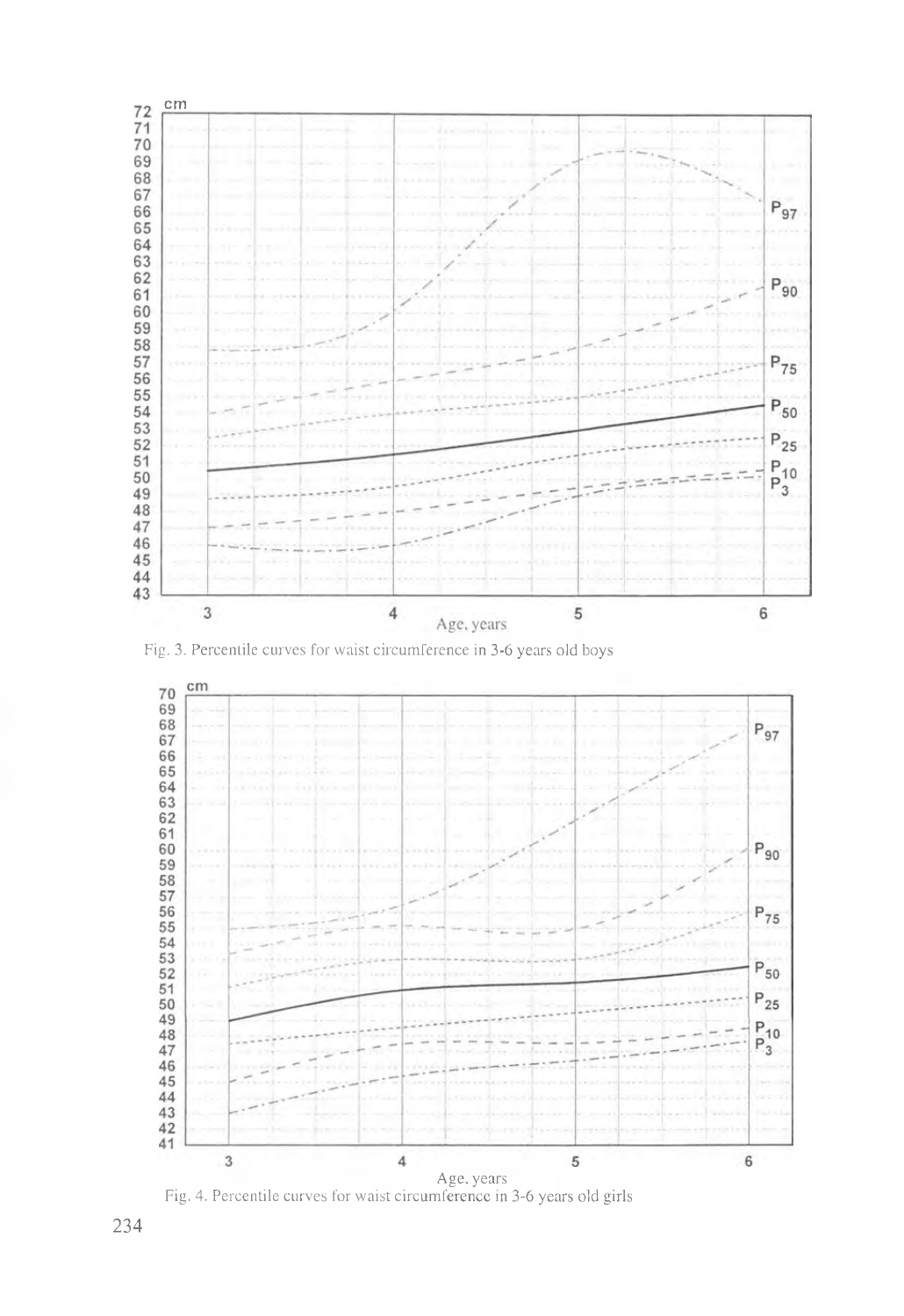cm

72
71
70
69
68
67
66
65
64
63
62
61
60
59
58
57
56
55
54
53
52
51
50
49
48
47
46
45
44
43

3
4
5
6

Age, years

$P_{97}$
$P_{90}$
$P_{75}$
$P_{50}$
$P_{25}$
$P_{10}$
$P_{3}$

Fig. 3. Percentile curves for waist circumference in 3-6 years old boys

cm

70
69
68
67
66
65
64
63
62
61
60
59
58
57
56
55
54
53
52
51
50
49
48
47
46
45
44
43
42
41

3
4
5
6

Age, years

$P_{97}$
$P_{90}$
$P_{75}$
$P_{50}$
$P_{25}$
$P_{10}$
$P_{3}$

Fig. 4. Percentile curves for waist circumference in 3-6 years old girls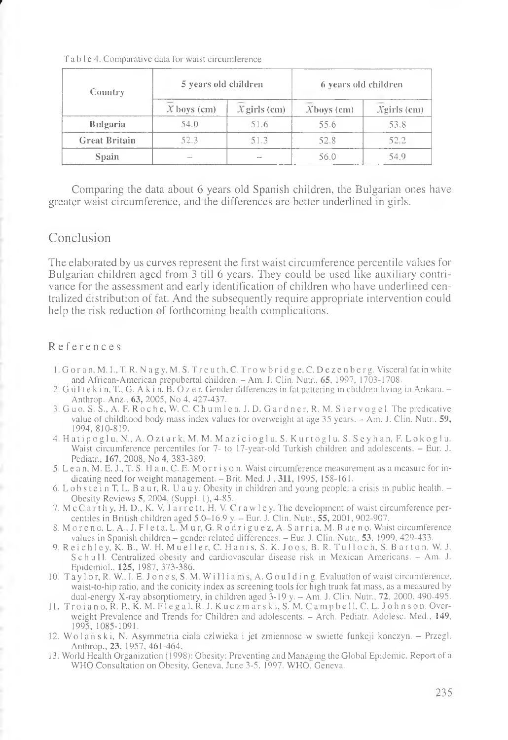Table 4. Comparative data for waist circumference

| Country | 5 years old children | | 6 years old children | |
|---|---|---|---|---|
| | $\bar{X}$ boys (cm) | $\bar{X}$ girls (cm) | $\bar{X}$boys (cm) | $\bar{X}$girls (cm) |
| **Bulgaria** | 54.0 | 51.6 | 55.6 | 53,8 |
| **Great Britain** | 52.3 | 51.3 | 52.8 | 52,2 |
| **Spain** | – | – | 56.0 | 54,9 |

Comparing the data about 6 years old Spanish children, the Bulgarian ones have greater waist circumference, and the differences are better underlined in girls.

## Conclusion

The elaborated by us curves represent the first waist circumference percentile values for Bulgarian children aged from 3 till 6 years. They could be used like auxiliary contrivance for the assessment and early identification of children who have underlined centralized distribution of fat. And the subsequently require appropriate intervention could help the risk reduction of forthcoming health complications.

## References

1. Goran, M. I., T. R. Nagy, M. S. Treuth, C. Trowbridge, C. Dezenberg. Visceral fat in white and African-American prepubertal children. – Am. J. Clin. Nutr., **65**, 1997, 1703-1708.
2. Gültekin, T., G. Akin, B. Ozer. Gender differences in fat pattering in children living in Ankara. – Anthrop. Anz., **63**, 2005, No 4, 427-437.
3. Guo, S. S., A. F. Roche, W. C. Chumlea, J. D. Gardner, R. M. Siervogel. The predicative value of childhood body mass index values for overweight at age 35 years. – Am. J. Clin. Nutr., **59**, 1994, 810-819.
4. Hatipoglu, N., A. Ozturk, M. M. Mazicioglu, S. Kurtoglu, S. Seyhan, F. Lokoglu. Waist circumference percentiles for 7- to 17-year-old Turkish children and adolescents. – Eur. J. Pediatr., **167**, 2008, No 4, 383-389.
5. Lean, M. E. J., T. S. Han, C. E. Morrison. Waist circumference measurement as a measure for indicating need for weight management. – Brit. Med. J., **311**, 1995, 158-161.
6. Lobstein T, L. Baur, R. Uauy. Obesity in children and young people: a crisis in public health. – Obesity Reviews **5**, 2004, (Suppl. 1), 4-85.
7. McCarthy, H. D., K. V. Jarrett, H. V. Crawley. The development of waist circumference percentiles in British children aged 5.0–16.9 y. – Eur. J. Clin. Nutr., **55**, 2001, 902-907.
8. Moreno, L. A., J. Fleta, L. Mur, G. Rodriguez, A. Sarria, M. Bueno. Waist circumference values in Spanish children – gender related differences. – Eur. J. Clin. Nutr., **53**, 1999, 429-433.
9. Reichley, K. B., W. H. Mueller, C. Hanis, S. K. Joos, B. R. Tulloch, S. Barton, W. J. Schull. Centralized obesity and cardiovascular disease risk in Mexican Americans. – Am. J. Epidemiol., **125**, 1987, 373-386.
10. Taylor, R. W., I. E. Jones, S. M. Williams, A. Goulding. Evaluation of waist circumference, waist-to-hip ratio, and the conicity index as screening tools for high trunk fat mass, as a measured by dual-energy X-ray absorptiometry, in children aged 3-19 y. – Am. J. Clin. Nutr., **72**, 2000, 490-495.
11. Troiano, R. P., K. M. Flegal, R. J. Kuczmarski, S. M. Campbell, C. L. Johnson. Overweight Prevalence and Trends for Children and adolescents. – Arch. Pediatr. Adolesc. Med., **149**, 1995, 1085-1091.
12. Wolański, N. Asymmetria ciala czlwieka i jet zmiennosc w swiette funkcji konczyn. – Przegl. Anthrop., **23**, 1957, 461-464.
13. World Health Organization (1998): Obesity: Preventing and Managing the Global Epidemic. Report of a WHO Consultation on Obesity, Geneva, June 3-5, 1997. WHO, Geneva.